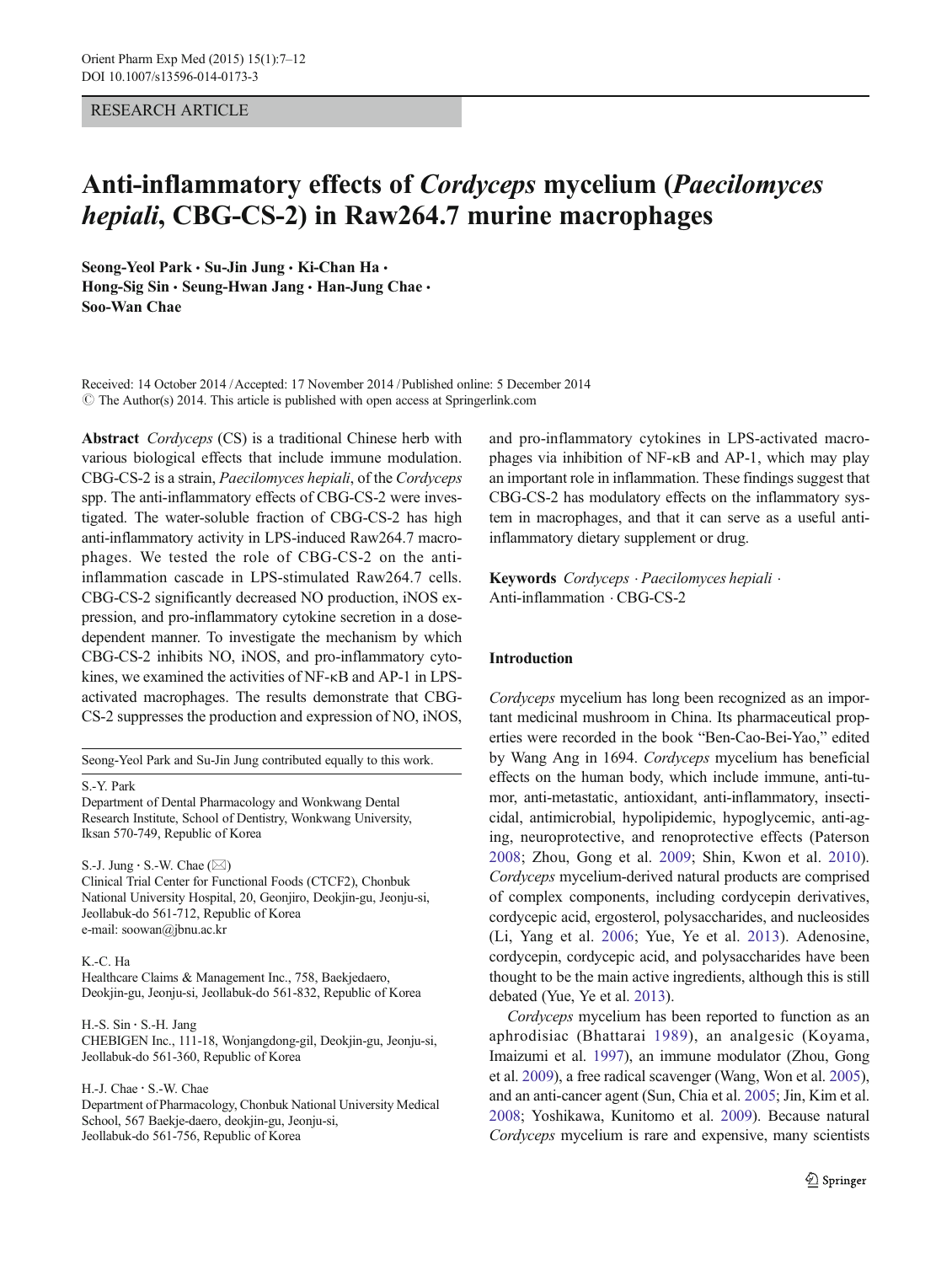RESEARCH ARTICLE

# Anti-inflammatory effects of *Cordyceps* mycelium (*Paecilomyces hepiali*, CBG-CS-2) in Raw264.7 murine macrophages

**Seong-Yeol Park · Su-Jin Jung · Ki-Chan Ha · Hong-Sig Sin · Seung-Hwan Jang · Han-Jung Chae · Soo-Wan Chae**

Received: 14 October 2014 / Accepted: 17 November 2014 / Published online: 5 December 2014
© The Author(s) 2014. This article is published with open access at Springerlink.com

**Abstract** *Cordyceps* (CS) is a traditional Chinese herb with various biological effects that include immune modulation. CBG-CS-2 is a strain, *Paecilomyces hepiali*, of the *Cordyceps* spp. The anti-inflammatory effects of CBG-CS-2 were investigated. The water-soluble fraction of CBG-CS-2 has high anti-inflammatory activity in LPS-induced Raw264.7 macrophages. We tested the role of CBG-CS-2 on the anti-inflammation cascade in LPS-stimulated Raw264.7 cells. CBG-CS-2 significantly decreased NO production, iNOS expression, and pro-inflammatory cytokine secretion in a dose-dependent manner. To investigate the mechanism by which CBG-CS-2 inhibits NO, iNOS, and pro-inflammatory cytokines, we examined the activities of NF-κB and AP-1 in LPS-activated macrophages. The results demonstrate that CBG-CS-2 suppresses the production and expression of NO, iNOS, and pro-inflammatory cytokines in LPS-activated macrophages via inhibition of NF-κB and AP-1, which may play an important role in inflammation. These findings suggest that CBG-CS-2 has modulatory effects on the inflammatory system in macrophages, and that it can serve as a useful anti-inflammatory dietary supplement or drug.

**Keywords** *Cordyceps* · *Paecilomyces hepiali* · Anti-inflammation · CBG-CS-2

Seong-Yeol Park and Su-Jin Jung contributed equally to this work.

S.-Y. Park
Department of Dental Pharmacology and Wonkwang Dental Research Institute, School of Dentistry, Wonkwang University, Iksan 570-749, Republic of Korea

S.-J. Jung · S.-W. Chae (✉)
Clinical Trial Center for Functional Foods (CTCF2), Chonbuk National University Hospital, 20, Geonjiro, Deokjin-gu, Jeonju-si, Jeollabuk-do 561-712, Republic of Korea
e-mail: soowan@jbnu.ac.kr

K.-C. Ha
Healthcare Claims & Management Inc., 758, Baekjedaero, Deokjin-gu, Jeonju-si, Jeollabuk-do 561-832, Republic of Korea

H.-S. Sin · S.-H. Jang
CHEBIGEN Inc., 111-18, Wonjangdong-gil, Deokjin-gu, Jeonju-si, Jeollabuk-do 561-360, Republic of Korea

H.-J. Chae · S.-W. Chae
Department of Pharmacology, Chonbuk National University Medical School, 567 Baekje-daero, deokjin-gu, Jeonju-si, Jeollabuk-do 561-756, Republic of Korea

## Introduction

*Cordyceps* mycelium has long been recognized as an important medicinal mushroom in China. Its pharmaceutical properties were recorded in the book "Ben-Cao-Bei-Yao," edited by Wang Ang in 1694. *Cordyceps* mycelium has beneficial effects on the human body, which include immune, anti-tumor, anti-metastatic, antioxidant, anti-inflammatory, insecticidal, antimicrobial, hypolipidemic, hypoglycemic, anti-aging, neuroprotective, and renoprotective effects (Paterson 2008; Zhou, Gong et al. 2009; Shin, Kwon et al. 2010). *Cordyceps* mycelium-derived natural products are comprised of complex components, including cordycepin derivatives, cordycepic acid, ergosterol, polysaccharides, and nucleosides (Li, Yang et al. 2006; Yue, Ye et al. 2013). Adenosine, cordycepin, cordycepic acid, and polysaccharides have been thought to be the main active ingredients, although this is still debated (Yue, Ye et al. 2013).

*Cordyceps* mycelium has been reported to function as an aphrodisiac (Bhattarai 1989), an analgesic (Koyama, Imaizumi et al. 1997), an immune modulator (Zhou, Gong et al. 2009), a free radical scavenger (Wang, Won et al. 2005), and an anti-cancer agent (Sun, Chia et al. 2005; Jin, Kim et al. 2008; Yoshikawa, Kunitomo et al. 2009). Because natural *Cordyceps* mycelium is rare and expensive, many scientists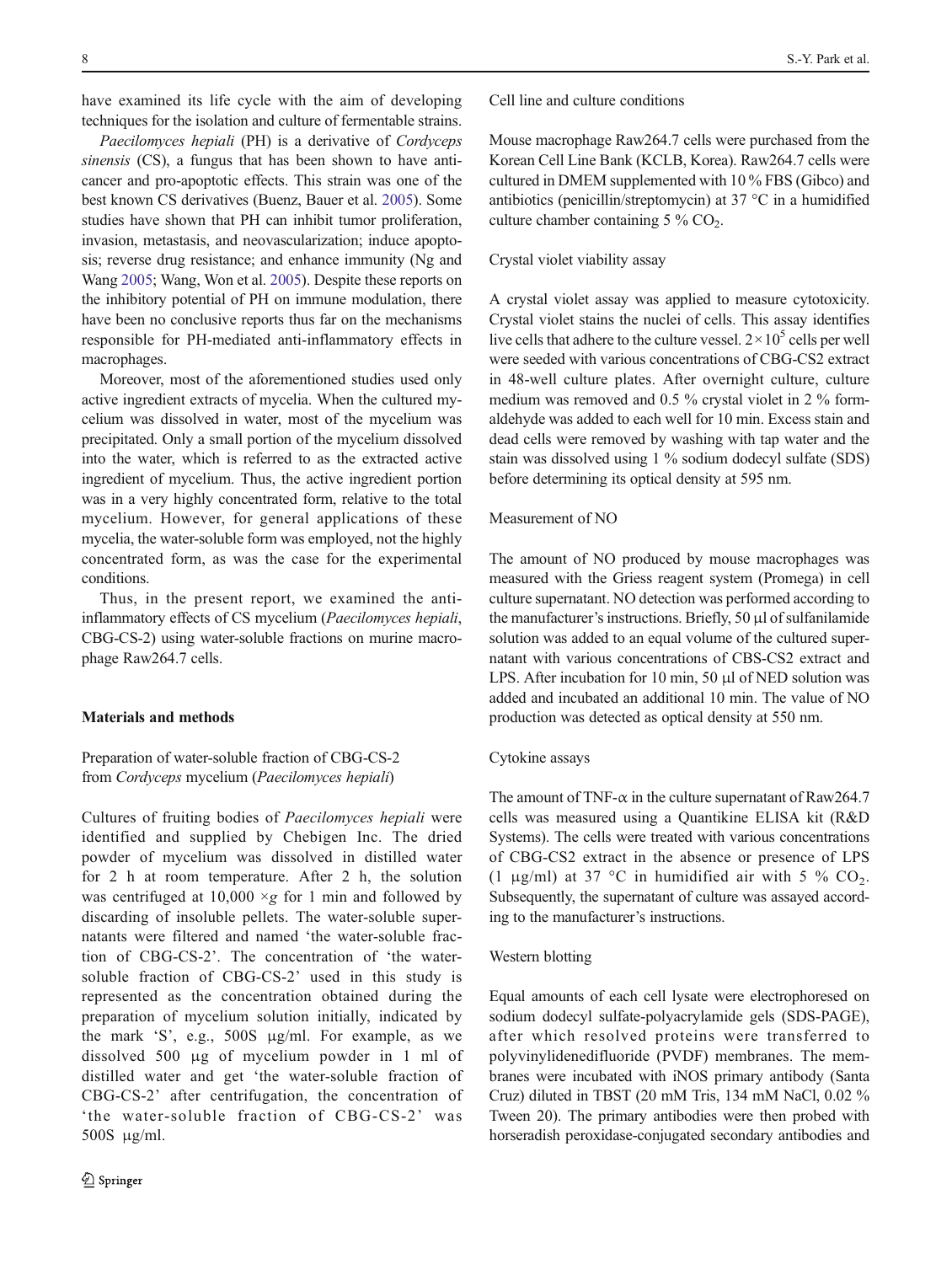have examined its life cycle with the aim of developing techniques for the isolation and culture of fermentable strains.

*Paecilomyces hepiali* (PH) is a derivative of *Cordyceps sinensis* (CS), a fungus that has been shown to have anticancer and pro-apoptotic effects. This strain was one of the best known CS derivatives (Buenz, Bauer et al. 2005). Some studies have shown that PH can inhibit tumor proliferation, invasion, metastasis, and neovascularization; induce apoptosis; reverse drug resistance; and enhance immunity (Ng and Wang 2005; Wang, Won et al. 2005). Despite these reports on the inhibitory potential of PH on immune modulation, there have been no conclusive reports thus far on the mechanisms responsible for PH-mediated anti-inflammatory effects in macrophages.

Moreover, most of the aforementioned studies used only active ingredient extracts of mycelia. When the cultured mycelium was dissolved in water, most of the mycelium was precipitated. Only a small portion of the mycelium dissolved into the water, which is referred to as the extracted active ingredient of mycelium. Thus, the active ingredient portion was in a very highly concentrated form, relative to the total mycelium. However, for general applications of these mycelia, the water-soluble form was employed, not the highly concentrated form, as was the case for the experimental conditions.

Thus, in the present report, we examined the anti-inflammatory effects of CS mycelium (*Paecilomyces hepiali*, CBG-CS-2) using water-soluble fractions on murine macrophage Raw264.7 cells.

## Materials and methods

### Preparation of water-soluble fraction of CBG-CS-2 from *Cordyceps* mycelium (*Paecilomyces hepiali*)

Cultures of fruiting bodies of *Paecilomyces hepiali* were identified and supplied by Chebigen Inc. The dried powder of mycelium was dissolved in distilled water for 2 h at room temperature. After 2 h, the solution was centrifuged at 10,000 $\times g$ for 1 min and followed by discarding of insoluble pellets. The water-soluble supernatants were filtered and named 'the water-soluble fraction of CBG-CS-2'. The concentration of 'the water-soluble fraction of CBG-CS-2' used in this study is represented as the concentration obtained during the preparation of mycelium solution initially, indicated by the mark 'S', e.g., 500S μg/ml. For example, as we dissolved 500 μg of mycelium powder in 1 ml of distilled water and get 'the water-soluble fraction of CBG-CS-2' after centrifugation, the concentration of 'the water-soluble fraction of CBG-CS-2' was 500S μg/ml.

### Cell line and culture conditions

Mouse macrophage Raw264.7 cells were purchased from the Korean Cell Line Bank (KCLB, Korea). Raw264.7 cells were cultured in DMEM supplemented with 10 % FBS (Gibco) and antibiotics (penicillin/streptomycin) at 37 °C in a humidified culture chamber containing 5 % $CO_2$.

### Crystal violet viability assay

A crystal violet assay was applied to measure cytotoxicity. Crystal violet stains the nuclei of cells. This assay identifies live cells that adhere to the culture vessel. $2\times10^5$ cells per well were seeded with various concentrations of CBG-CS2 extract in 48-well culture plates. After overnight culture, culture medium was removed and 0.5 % crystal violet in 2 % formaldehyde was added to each well for 10 min. Excess stain and dead cells were removed by washing with tap water and the stain was dissolved using 1 % sodium dodecyl sulfate (SDS) before determining its optical density at 595 nm.

### Measurement of NO

The amount of NO produced by mouse macrophages was measured with the Griess reagent system (Promega) in cell culture supernatant. NO detection was performed according to the manufacturer's instructions. Briefly, 50 μl of sulfanilamide solution was added to an equal volume of the cultured supernatant with various concentrations of CBS-CS2 extract and LPS. After incubation for 10 min, 50 μl of NED solution was added and incubated an additional 10 min. The value of NO production was detected as optical density at 550 nm.

### Cytokine assays

The amount of TNF-α in the culture supernatant of Raw264.7 cells was measured using a Quantikine ELISA kit (R&D Systems). The cells were treated with various concentrations of CBG-CS2 extract in the absence or presence of LPS (1 μg/ml) at 37 °C in humidified air with 5 % $CO_2$. Subsequently, the supernatant of culture was assayed according to the manufacturer's instructions.

### Western blotting

Equal amounts of each cell lysate were electrophoresed on sodium dodecyl sulfate-polyacrylamide gels (SDS-PAGE), after which resolved proteins were transferred to polyvinylidenedifluoride (PVDF) membranes. The membranes were incubated with iNOS primary antibody (Santa Cruz) diluted in TBST (20 mM Tris, 134 mM NaCl, 0.02 % Tween 20). The primary antibodies were then probed with horseradish peroxidase-conjugated secondary antibodies and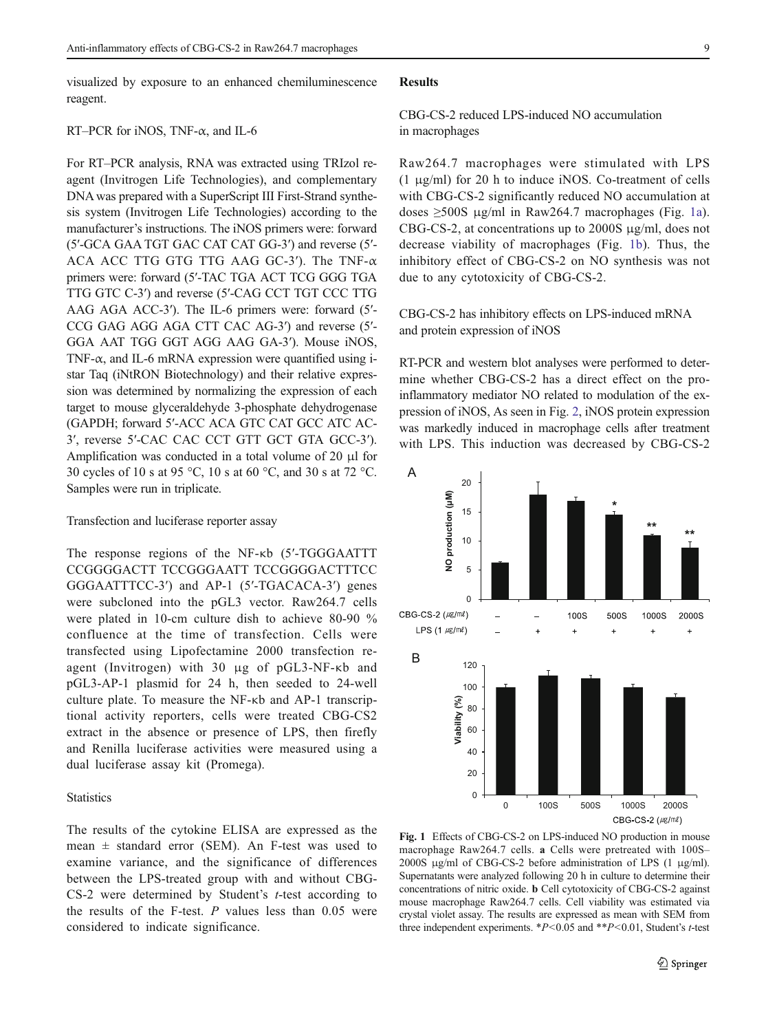visualized by exposure to an enhanced chemiluminescence reagent.

### RT–PCR for iNOS, TNF-α, and IL-6

For RT–PCR analysis, RNA was extracted using TRIzol reagent (Invitrogen Life Technologies), and complementary DNA was prepared with a SuperScript III First-Strand synthesis system (Invitrogen Life Technologies) according to the manufacturer's instructions. The iNOS primers were: forward (5′-GCA GAA TGT GAC CAT CAT GG-3′) and reverse (5′-ACA ACC TTG GTG TTG AAG GC-3′). The TNF-α primers were: forward (5′-TAC TGA ACT TCG GGG TGA TTG GTC C-3′) and reverse (5′-CAG CCT TGT CCC TTG AAG AGA ACC-3′). The IL-6 primers were: forward (5′-CCG GAG AGG AGA CTT CAC AG-3′) and reverse (5′-GGA AAT TGG GGT AGG AAG GA-3′). Mouse iNOS, TNF-α, and IL-6 mRNA expression were quantified using i-star Taq (iNtRON Biotechnology) and their relative expression was determined by normalizing the expression of each target to mouse glyceraldehyde 3-phosphate dehydrogenase (GAPDH; forward 5′-ACC ACA GTC CAT GCC ATC AC-3′, reverse 5′-CAC CAC CCT GTT GCT GTA GCC-3′). Amplification was conducted in a total volume of 20 μl for 30 cycles of 10 s at 95 °C, 10 s at 60 °C, and 30 s at 72 °C. Samples were run in triplicate.

### Transfection and luciferase reporter assay

The response regions of the NF-κb (5′-TGGGAATTT CCGGGGACTT TCCGGGAATT TCCGGGGACTTTCC GGGAATTTCC-3′) and AP-1 (5′-TGACACA-3′) genes were subcloned into the pGL3 vector. Raw264.7 cells were plated in 10-cm culture dish to achieve 80-90 % confluence at the time of transfection. Cells were transfected using Lipofectamine 2000 transfection reagent (Invitrogen) with 30 μg of pGL3-NF-κb and pGL3-AP-1 plasmid for 24 h, then seeded to 24-well culture plate. To measure the NF-κb and AP-1 transcriptional activity reporters, cells were treated CBG-CS2 extract in the absence or presence of LPS, then firefly and Renilla luciferase activities were measured using a dual luciferase assay kit (Promega).

### Statistics

The results of the cytokine ELISA are expressed as the mean ± standard error (SEM). An F-test was used to examine variance, and the significance of differences between the LPS-treated group with and without CBG-CS-2 were determined by Student's *t*-test according to the results of the F-test. *P* values less than 0.05 were considered to indicate significance.

## Results

### CBG-CS-2 reduced LPS-induced NO accumulation in macrophages

Raw264.7 macrophages were stimulated with LPS (1 μg/ml) for 20 h to induce iNOS. Co-treatment of cells with CBG-CS-2 significantly reduced NO accumulation at doses ≥500S μg/ml in Raw264.7 macrophages (Fig. 1a). CBG-CS-2, at concentrations up to 2000S μg/ml, does not decrease viability of macrophages (Fig. 1b). Thus, the inhibitory effect of CBG-CS-2 on NO synthesis was not due to any cytotoxicity of CBG-CS-2.

### CBG-CS-2 has inhibitory effects on LPS-induced mRNA and protein expression of iNOS

RT-PCR and western blot analyses were performed to determine whether CBG-CS-2 has a direct effect on the pro-inflammatory mediator NO related to modulation of the expression of iNOS, As seen in Fig. 2, iNOS protein expression was markedly induced in macrophage cells after treatment with LPS. This induction was decreased by CBG-CS-2

**Fig. 1** Effects of CBG-CS-2 on LPS-induced NO production in mouse macrophage Raw264.7 cells. **a** Cells were pretreated with 100S–2000S μg/ml of CBG-CS-2 before administration of LPS (1 μg/ml). Supernatants were analyzed following 20 h in culture to determine their concentrations of nitric oxide. **b** Cell cytotoxicity of CBG-CS-2 against mouse macrophage Raw264.7 cells. Cell viability was estimated via crystal violet assay. The results are expressed as mean with SEM from three independent experiments. *$P<0.05$ and **$P<0.01$, Student's *t*-test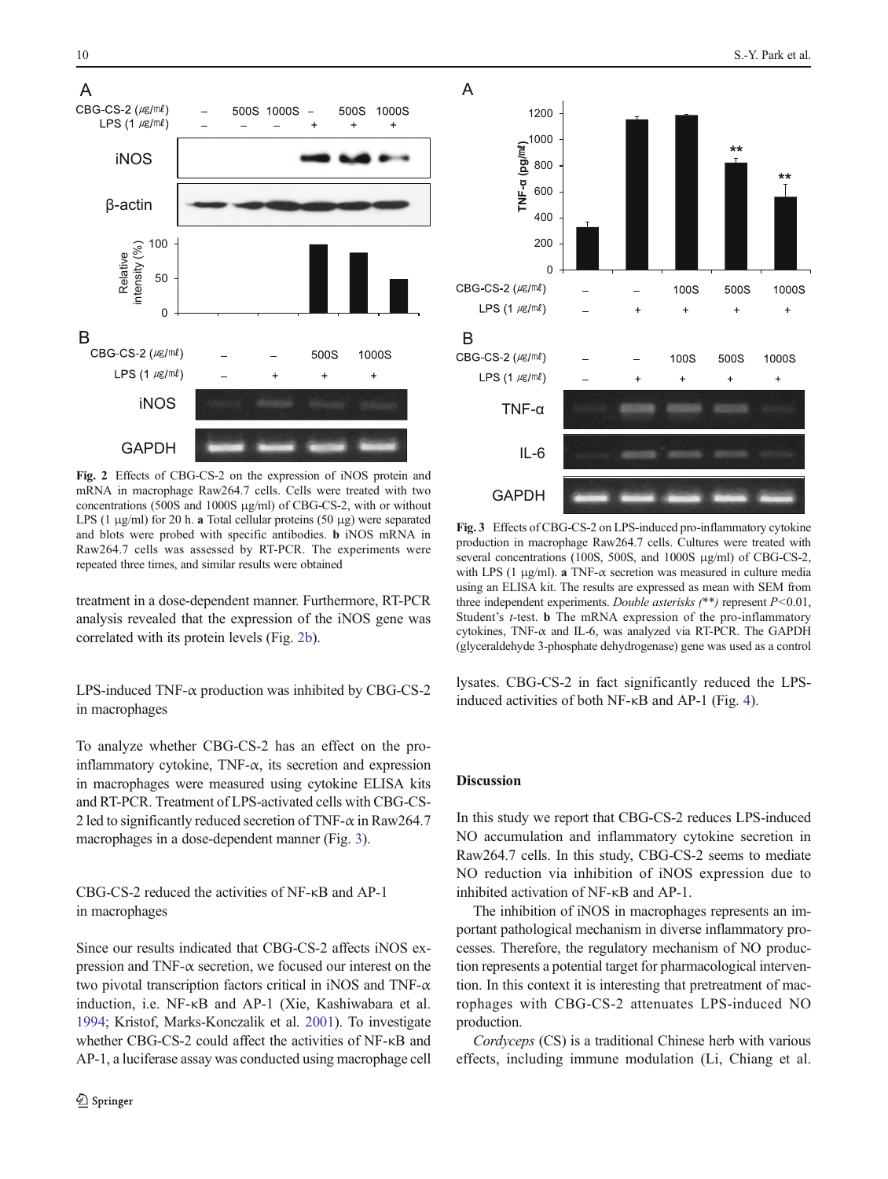**Fig. 2** Effects of CBG-CS-2 on the expression of iNOS protein and mRNA in macrophage Raw264.7 cells. Cells were treated with two concentrations (500S and 1000S μg/ml) of CBG-CS-2, with or without LPS (1 μg/ml) for 20 h. **a** Total cellular proteins (50 μg) were separated and blots were probed with specific antibodies. **b** iNOS mRNA in Raw264.7 cells was assessed by RT-PCR. The experiments were repeated three times, and similar results were obtained

treatment in a dose-dependent manner. Furthermore, RT-PCR analysis revealed that the expression of the iNOS gene was correlated with its protein levels (Fig. 2b).

### LPS-induced TNF-α production was inhibited by CBG-CS-2 in macrophages

To analyze whether CBG-CS-2 has an effect on the pro-inflammatory cytokine, TNF-α, its secretion and expression in macrophages were measured using cytokine ELISA kits and RT-PCR. Treatment of LPS-activated cells with CBG-CS-2 led to significantly reduced secretion of TNF-α in Raw264.7 macrophages in a dose-dependent manner (Fig. 3).

### CBG-CS-2 reduced the activities of NF-κB and AP-1 in macrophages

Since our results indicated that CBG-CS-2 affects iNOS expression and TNF-α secretion, we focused our interest on the two pivotal transcription factors critical in iNOS and TNF-α induction, i.e. NF-κB and AP-1 (Xie, Kashiwabara et al. 1994; Kristof, Marks-Konczalik et al. 2001). To investigate whether CBG-CS-2 could affect the activities of NF-κB and AP-1, a luciferase assay was conducted using macrophage cell lysates. CBG-CS-2 in fact significantly reduced the LPS-induced activities of both NF-κB and AP-1 (Fig. 4).

**Fig. 3** Effects of CBG-CS-2 on LPS-induced pro-inflammatory cytokine production in macrophage Raw264.7 cells. Cultures were treated with several concentrations (100S, 500S, and 1000S μg/ml) of CBG-CS-2, with LPS (1 μg/ml). **a** TNF-α secretion was measured in culture media using an ELISA kit. The results are expressed as mean with SEM from three independent experiments. *Double asterisks (\*\*)* represent $P<0.01$, Student's *t*-test. **b** The mRNA expression of the pro-inflammatory cytokines, TNF-α and IL-6, was analyzed via RT-PCR. The GAPDH (glyceraldehyde 3-phosphate dehydrogenase) gene was used as a control

## Discussion

In this study we report that CBG-CS-2 reduces LPS-induced NO accumulation and inflammatory cytokine secretion in Raw264.7 cells. In this study, CBG-CS-2 seems to mediate NO reduction via inhibition of iNOS expression due to inhibited activation of NF-κB and AP-1.

The inhibition of iNOS in macrophages represents an important pathological mechanism in diverse inflammatory processes. Therefore, the regulatory mechanism of NO production represents a potential target for pharmacological intervention. In this context it is interesting that pretreatment of macrophages with CBG-CS-2 attenuates LPS-induced NO production.

*Cordyceps* (CS) is a traditional Chinese herb with various effects, including immune modulation (Li, Chiang et al.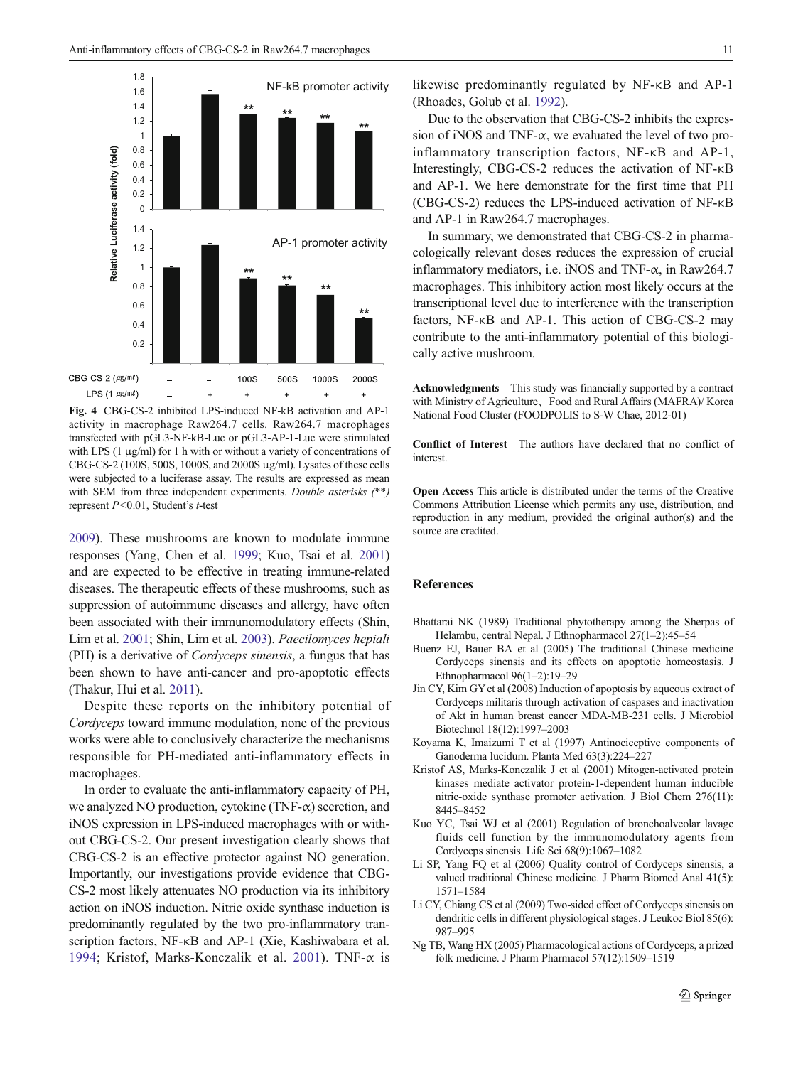Fig. 4 CBG-CS-2 inhibited LPS-induced NF-kB activation and AP-1 activity in macrophage Raw264.7 cells. Raw264.7 macrophages transfected with pGL3-NF-kB-Luc or pGL3-AP-1-Luc were stimulated with LPS (1 μg/ml) for 1 h with or without a variety of concentrations of CBG-CS-2 (100S, 500S, 1000S, and 2000S μg/ml). Lysates of these cells were subjected to a luciferase assay. The results are expressed as mean with SEM from three independent experiments. *Double asterisks (**)* represent $P<0.01$, Student's *t*-test

2009). These mushrooms are known to modulate immune responses (Yang, Chen et al. 1999; Kuo, Tsai et al. 2001) and are expected to be effective in treating immune-related diseases. The therapeutic effects of these mushrooms, such as suppression of autoimmune diseases and allergy, have often been associated with their immunomodulatory effects (Shin, Lim et al. 2001; Shin, Lim et al. 2003). *Paecilomyces hepiali* (PH) is a derivative of *Cordyceps sinensis*, a fungus that has been shown to have anti-cancer and pro-apoptotic effects (Thakur, Hui et al. 2011).

Despite these reports on the inhibitory potential of *Cordyceps* toward immune modulation, none of the previous works were able to conclusively characterize the mechanisms responsible for PH-mediated anti-inflammatory effects in macrophages.

In order to evaluate the anti-inflammatory capacity of PH, we analyzed NO production, cytokine (TNF-α) secretion, and iNOS expression in LPS-induced macrophages with or without CBG-CS-2. Our present investigation clearly shows that CBG-CS-2 is an effective protector against NO generation. Importantly, our investigations provide evidence that CBG-CS-2 most likely attenuates NO production via its inhibitory action on iNOS induction. Nitric oxide synthase induction is predominantly regulated by the two pro-inflammatory transcription factors, NF-κB and AP-1 (Xie, Kashiwabara et al. 1994; Kristof, Marks-Konczalik et al. 2001). TNF-α is likewise predominantly regulated by NF-κB and AP-1 (Rhoades, Golub et al. 1992).

Due to the observation that CBG-CS-2 inhibits the expression of iNOS and TNF-α, we evaluated the level of two pro-inflammatory transcription factors, NF-κB and AP-1, Interestingly, CBG-CS-2 reduces the activation of NF-κB and AP-1. We here demonstrate for the first time that PH (CBG-CS-2) reduces the LPS-induced activation of NF-κB and AP-1 in Raw264.7 macrophages.

In summary, we demonstrated that CBG-CS-2 in pharmacologically relevant doses reduces the expression of crucial inflammatory mediators, i.e. iNOS and TNF-α, in Raw264.7 macrophages. This inhibitory action most likely occurs at the transcriptional level due to interference with the transcription factors, NF-κB and AP-1. This action of CBG-CS-2 may contribute to the anti-inflammatory potential of this biologically active mushroom.

**Acknowledgments** This study was financially supported by a contract with Ministry of Agriculture、Food and Rural Affairs (MAFRA)/ Korea National Food Cluster (FOODPOLIS to S-W Chae, 2012-01)

**Conflict of Interest** The authors have declared that no conflict of interest.

**Open Access** This article is distributed under the terms of the Creative Commons Attribution License which permits any use, distribution, and reproduction in any medium, provided the original author(s) and the source are credited.

## References

Bhattarai NK (1989) Traditional phytotherapy among the Sherpas of Helambu, central Nepal. J Ethnopharmacol 27(1–2):45–54

Buenz EJ, Bauer BA et al (2005) The traditional Chinese medicine Cordyceps sinensis and its effects on apoptotic homeostasis. J Ethnopharmacol 96(1–2):19–29

Jin CY, Kim GY et al (2008) Induction of apoptosis by aqueous extract of Cordyceps militaris through activation of caspases and inactivation of Akt in human breast cancer MDA-MB-231 cells. J Microbiol Biotechnol 18(12):1997–2003

Koyama K, Imaizumi T et al (1997) Antinociceptive components of Ganoderma lucidum. Planta Med 63(3):224–227

Kristof AS, Marks-Konczalik J et al (2001) Mitogen-activated protein kinases mediate activator protein-1-dependent human inducible nitric-oxide synthase promoter activation. J Biol Chem 276(11): 8445–8452

Kuo YC, Tsai WJ et al (2001) Regulation of bronchoalveolar lavage fluids cell function by the immunomodulatory agents from Cordyceps sinensis. Life Sci 68(9):1067–1082

Li SP, Yang FQ et al (2006) Quality control of Cordyceps sinensis, a valued traditional Chinese medicine. J Pharm Biomed Anal 41(5): 1571–1584

Li CY, Chiang CS et al (2009) Two-sided effect of Cordyceps sinensis on dendritic cells in different physiological stages. J Leukoc Biol 85(6): 987–995

Ng TB, Wang HX (2005) Pharmacological actions of Cordyceps, a prized folk medicine. J Pharm Pharmacol 57(12):1509–1519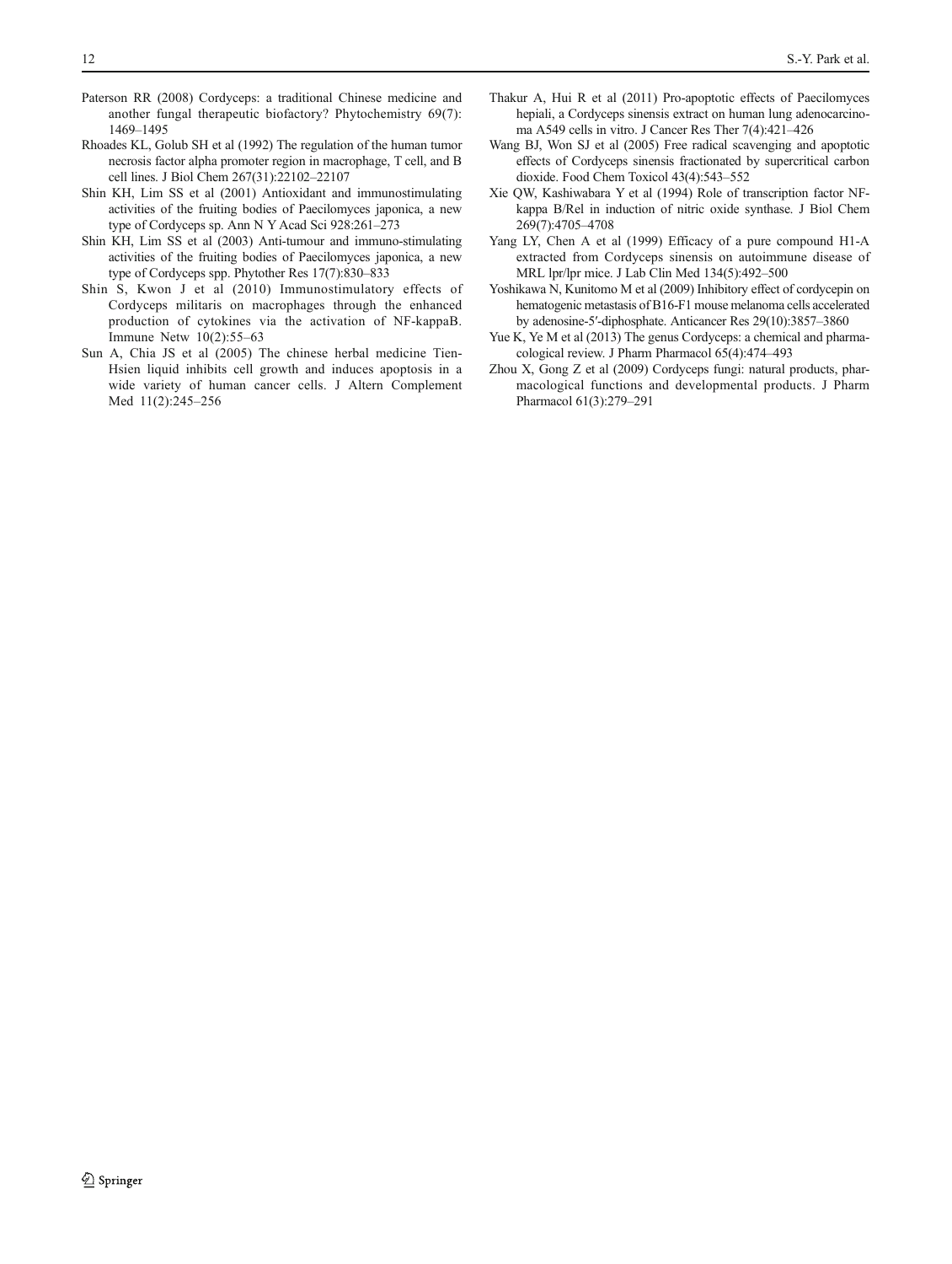Paterson RR (2008) Cordyceps: a traditional Chinese medicine and another fungal therapeutic biofactory? Phytochemistry 69(7): 1469–1495

Rhoades KL, Golub SH et al (1992) The regulation of the human tumor necrosis factor alpha promoter region in macrophage, T cell, and B cell lines. J Biol Chem 267(31):22102–22107

Shin KH, Lim SS et al (2001) Antioxidant and immunostimulating activities of the fruiting bodies of Paecilomyces japonica, a new type of Cordyceps sp. Ann N Y Acad Sci 928:261–273

Shin KH, Lim SS et al (2003) Anti-tumour and immuno-stimulating activities of the fruiting bodies of Paecilomyces japonica, a new type of Cordyceps spp. Phytother Res 17(7):830–833

Shin S, Kwon J et al (2010) Immunostimulatory effects of Cordyceps militaris on macrophages through the enhanced production of cytokines via the activation of NF-kappaB. Immune Netw 10(2):55–63

Sun A, Chia JS et al (2005) The chinese herbal medicine Tien-Hsien liquid inhibits cell growth and induces apoptosis in a wide variety of human cancer cells. J Altern Complement Med 11(2):245–256

Thakur A, Hui R et al (2011) Pro-apoptotic effects of Paecilomyces hepiali, a Cordyceps sinensis extract on human lung adenocarcinoma A549 cells in vitro. J Cancer Res Ther 7(4):421–426

Wang BJ, Won SJ et al (2005) Free radical scavenging and apoptotic effects of Cordyceps sinensis fractionated by supercritical carbon dioxide. Food Chem Toxicol 43(4):543–552

Xie QW, Kashiwabara Y et al (1994) Role of transcription factor NF-kappa B/Rel in induction of nitric oxide synthase. J Biol Chem 269(7):4705–4708

Yang LY, Chen A et al (1999) Efficacy of a pure compound H1-A extracted from Cordyceps sinensis on autoimmune disease of MRL lpr/lpr mice. J Lab Clin Med 134(5):492–500

Yoshikawa N, Kunitomo M et al (2009) Inhibitory effect of cordycepin on hematogenic metastasis of B16-F1 mouse melanoma cells accelerated by adenosine-5′-diphosphate. Anticancer Res 29(10):3857–3860

Yue K, Ye M et al (2013) The genus Cordyceps: a chemical and pharmacological review. J Pharm Pharmacol 65(4):474–493

Zhou X, Gong Z et al (2009) Cordyceps fungi: natural products, pharmacological functions and developmental products. J Pharm Pharmacol 61(3):279–291